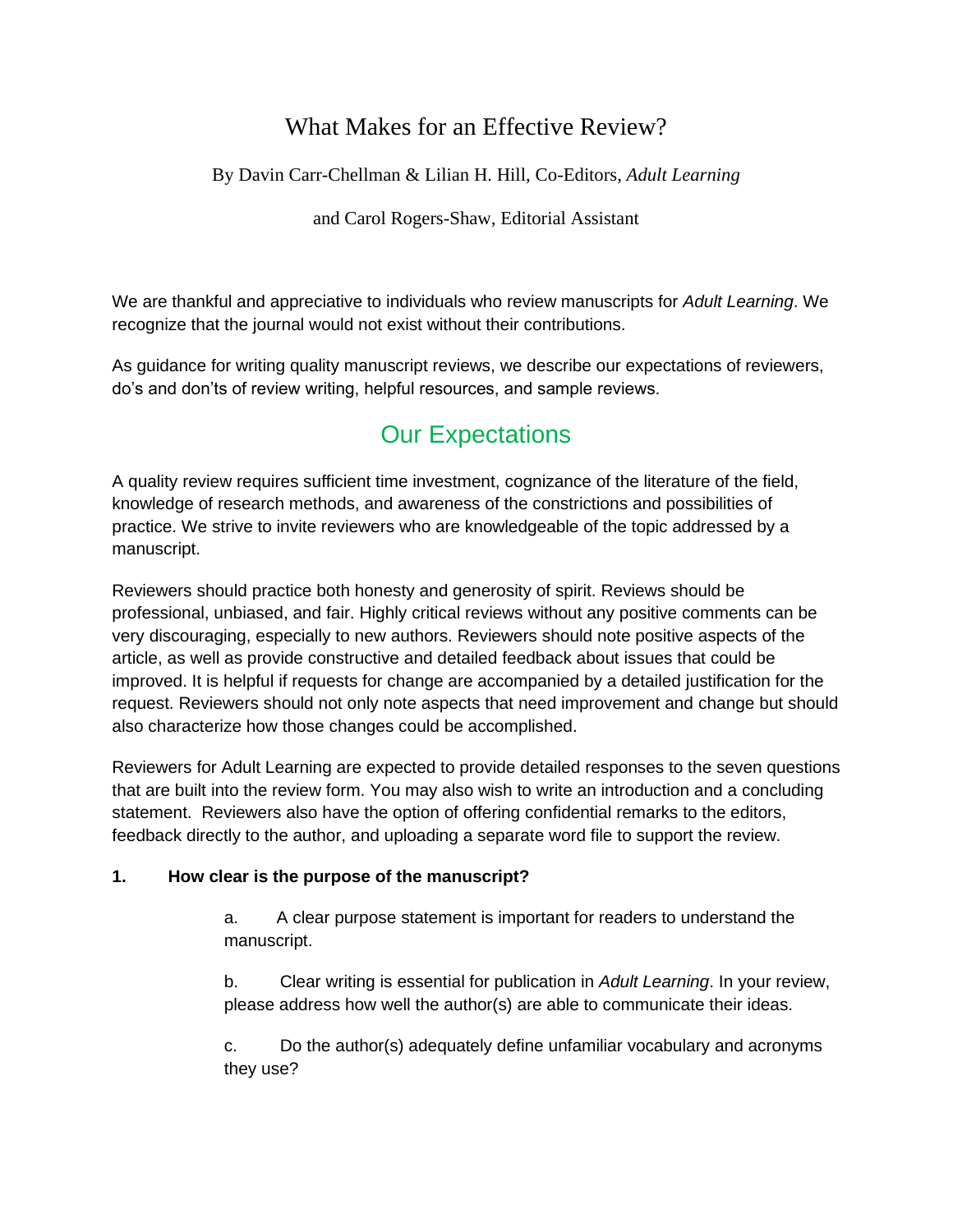# What Makes for an Effective Review?

By Davin Carr-Chellman & Lilian H. Hill, Co-Editors, *Adult Learning*

and Carol Rogers-Shaw, Editorial Assistant

We are thankful and appreciative to individuals who review manuscripts for *Adult Learning*. We recognize that the journal would not exist without their contributions.

As guidance for writing quality manuscript reviews, we describe our expectations of reviewers, do's and don'ts of review writing, helpful resources, and sample reviews.

## Our Expectations

A quality review requires sufficient time investment, cognizance of the literature of the field, knowledge of research methods, and awareness of the constrictions and possibilities of practice. We strive to invite reviewers who are knowledgeable of the topic addressed by a manuscript.

Reviewers should practice both honesty and generosity of spirit. Reviews should be professional, unbiased, and fair. Highly critical reviews without any positive comments can be very discouraging, especially to new authors. Reviewers should note positive aspects of the article, as well as provide constructive and detailed feedback about issues that could be improved. It is helpful if requests for change are accompanied by a detailed justification for the request. Reviewers should not only note aspects that need improvement and change but should also characterize how those changes could be accomplished.

Reviewers for Adult Learning are expected to provide detailed responses to the seven questions that are built into the review form. You may also wish to write an introduction and a concluding statement. Reviewers also have the option of offering confidential remarks to the editors, feedback directly to the author, and uploading a separate word file to support the review.

**1. How clear is the purpose of the manuscript?**

a. A clear purpose statement is important for readers to understand the manuscript.

b. Clear writing is essential for publication in *Adult Learning*. In your review, please address how well the author(s) are able to communicate their ideas.

c. Do the author(s) adequately define unfamiliar vocabulary and acronyms they use?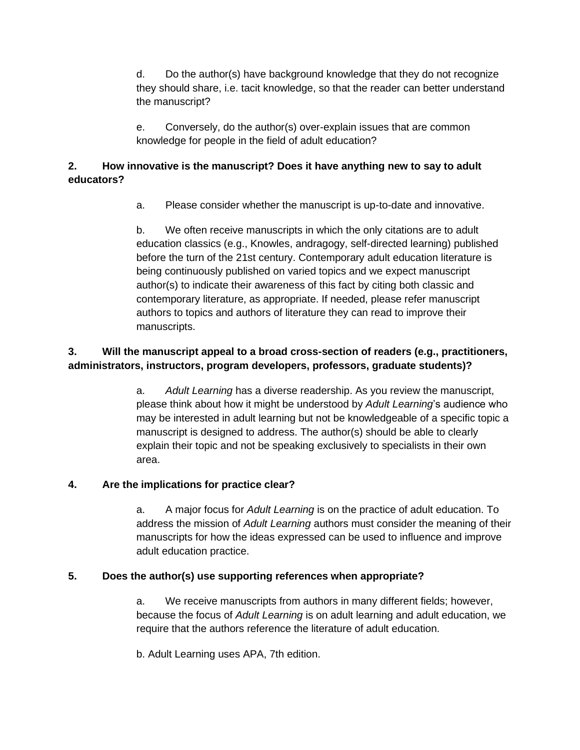d. Do the author(s) have background knowledge that they do not recognize they should share, i.e. tacit knowledge, so that the reader can better understand the manuscript?

e. Conversely, do the author(s) over-explain issues that are common knowledge for people in the field of adult education?

**2. How innovative is the manuscript? Does it have anything new to say to adult educators?**

a. Please consider whether the manuscript is up-to-date and innovative.

b. We often receive manuscripts in which the only citations are to adult education classics (e.g., Knowles, andragogy, self-directed learning) published before the turn of the 21st century. Contemporary adult education literature is being continuously published on varied topics and we expect manuscript author(s) to indicate their awareness of this fact by citing both classic and contemporary literature, as appropriate. If needed, please refer manuscript authors to topics and authors of literature they can read to improve their manuscripts.

**3. Will the manuscript appeal to a broad cross-section of readers (e.g., practitioners, administrators, instructors, program developers, professors, graduate students)?**

a. *Adult Learning* has a diverse readership. As you review the manuscript, please think about how it might be understood by *Adult Learning*'s audience who may be interested in adult learning but not be knowledgeable of a specific topic a manuscript is designed to address. The author(s) should be able to clearly explain their topic and not be speaking exclusively to specialists in their own area.

**4. Are the implications for practice clear?**

a. A major focus for *Adult Learning* is on the practice of adult education. To address the mission of *Adult Learning* authors must consider the meaning of their manuscripts for how the ideas expressed can be used to influence and improve adult education practice.

**5. Does the author(s) use supporting references when appropriate?**

a. We receive manuscripts from authors in many different fields; however, because the focus of *Adult Learning* is on adult learning and adult education, we require that the authors reference the literature of adult education.

b. Adult Learning uses APA, 7th edition.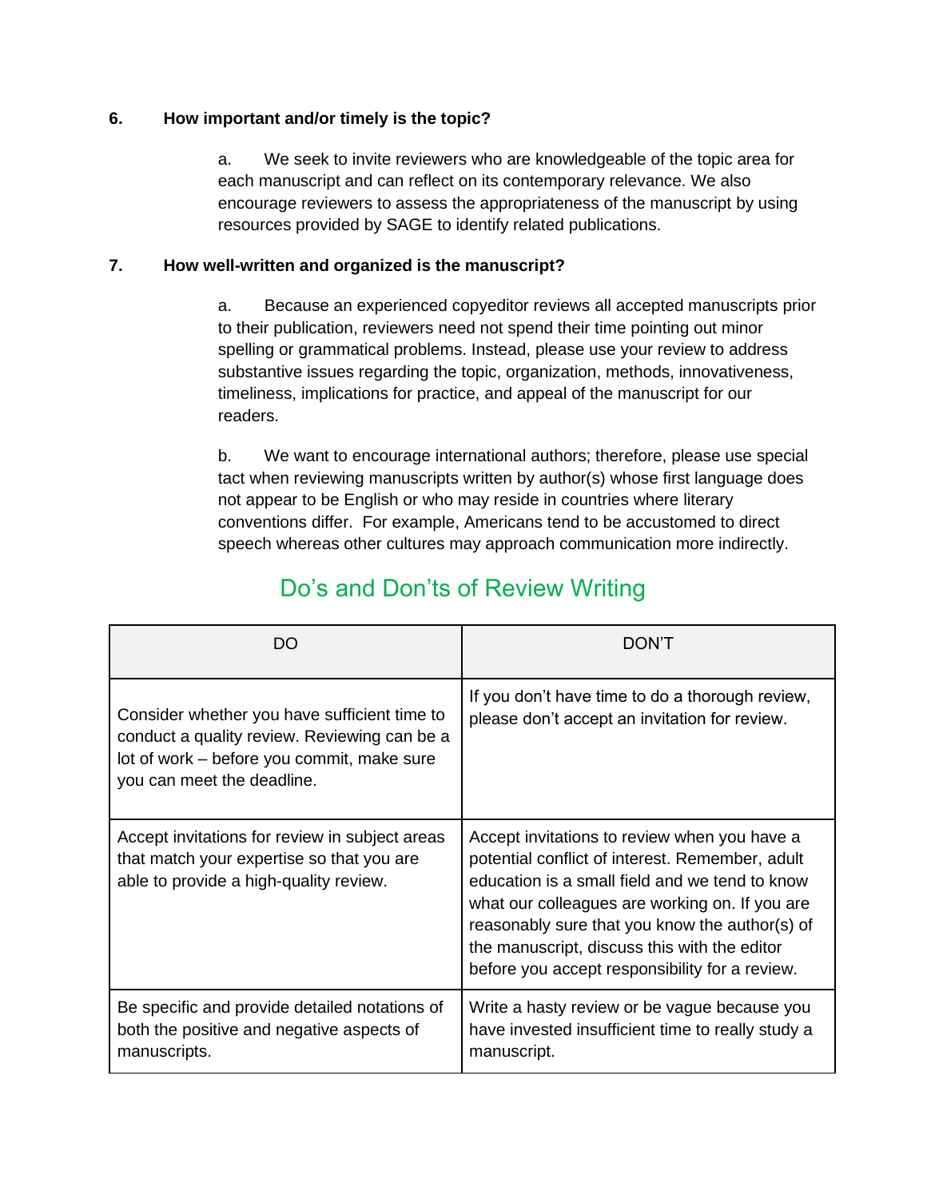**6. How important and/or timely is the topic?**

a. We seek to invite reviewers who are knowledgeable of the topic area for each manuscript and can reflect on its contemporary relevance. We also encourage reviewers to assess the appropriateness of the manuscript by using resources provided by SAGE to identify related publications.

**7. How well-written and organized is the manuscript?**

a. Because an experienced copyeditor reviews all accepted manuscripts prior to their publication, reviewers need not spend their time pointing out minor spelling or grammatical problems. Instead, please use your review to address substantive issues regarding the topic, organization, methods, innovativeness, timeliness, implications for practice, and appeal of the manuscript for our readers.

b. We want to encourage international authors; therefore, please use special tact when reviewing manuscripts written by author(s) whose first language does not appear to be English or who may reside in countries where literary conventions differ. For example, Americans tend to be accustomed to direct speech whereas other cultures may approach communication more indirectly.

## Do's and Don'ts of Review Writing

| DO | DON'T |
|---|---|
| Consider whether you have sufficient time to conduct a quality review. Reviewing can be a lot of work – before you commit, make sure you can meet the deadline. | If you don't have time to do a thorough review, please don't accept an invitation for review. |
| Accept invitations for review in subject areas that match your expertise so that you are able to provide a high-quality review. | Accept invitations to review when you have a potential conflict of interest. Remember, adult education is a small field and we tend to know what our colleagues are working on. If you are reasonably sure that you know the author(s) of the manuscript, discuss this with the editor before you accept responsibility for a review. |
| Be specific and provide detailed notations of both the positive and negative aspects of manuscripts. | Write a hasty review or be vague because you have invested insufficient time to really study a manuscript. |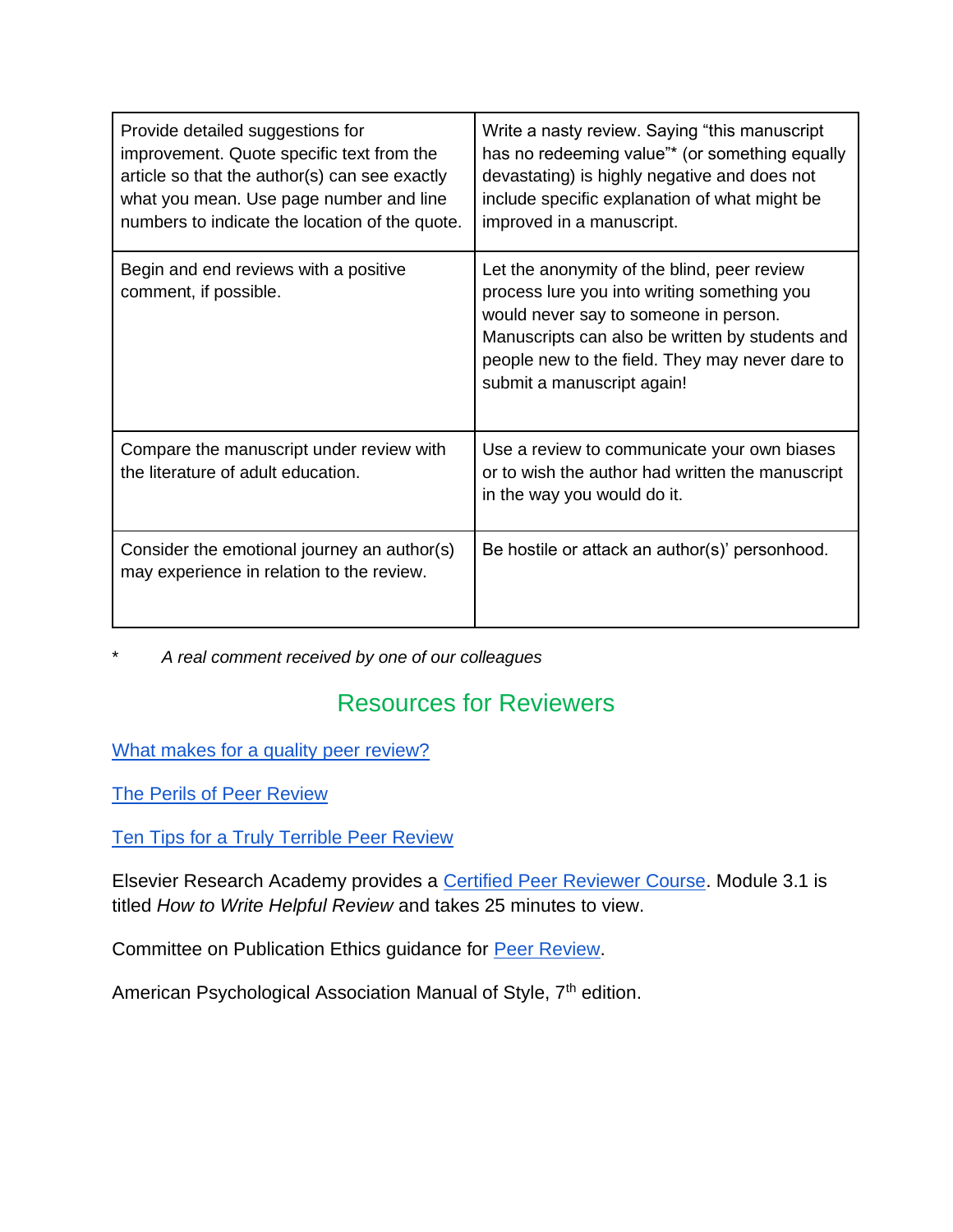| | |
|---|---|
| Provide detailed suggestions for improvement. Quote specific text from the article so that the author(s) can see exactly what you mean. Use page number and line numbers to indicate the location of the quote. | Write a nasty review. Saying "this manuscript has no redeeming value"* (or something equally devastating) is highly negative and does not include specific explanation of what might be improved in a manuscript. |
| Begin and end reviews with a positive comment, if possible. | Let the anonymity of the blind, peer review process lure you into writing something you would never say to someone in person. Manuscripts can also be written by students and people new to the field. They may never dare to submit a manuscript again! |
| Compare the manuscript under review with the literature of adult education. | Use a review to communicate your own biases or to wish the author had written the manuscript in the way you would do it. |
| Consider the emotional journey an author(s) may experience in relation to the review. | Be hostile or attack an author(s)' personhood. |

\* *A real comment received by one of our colleagues*

## Resources for Reviewers

[What makes for a quality peer review?]()

[The Perils of Peer Review]()

[Ten Tips for a Truly Terrible Peer Review]()

Elsevier Research Academy provides a [Certified Peer Reviewer Course](). Module 3.1 is titled *How to Write Helpful Review* and takes 25 minutes to view.

Committee on Publication Ethics guidance for [Peer Review]().

American Psychological Association Manual of Style, 7th edition.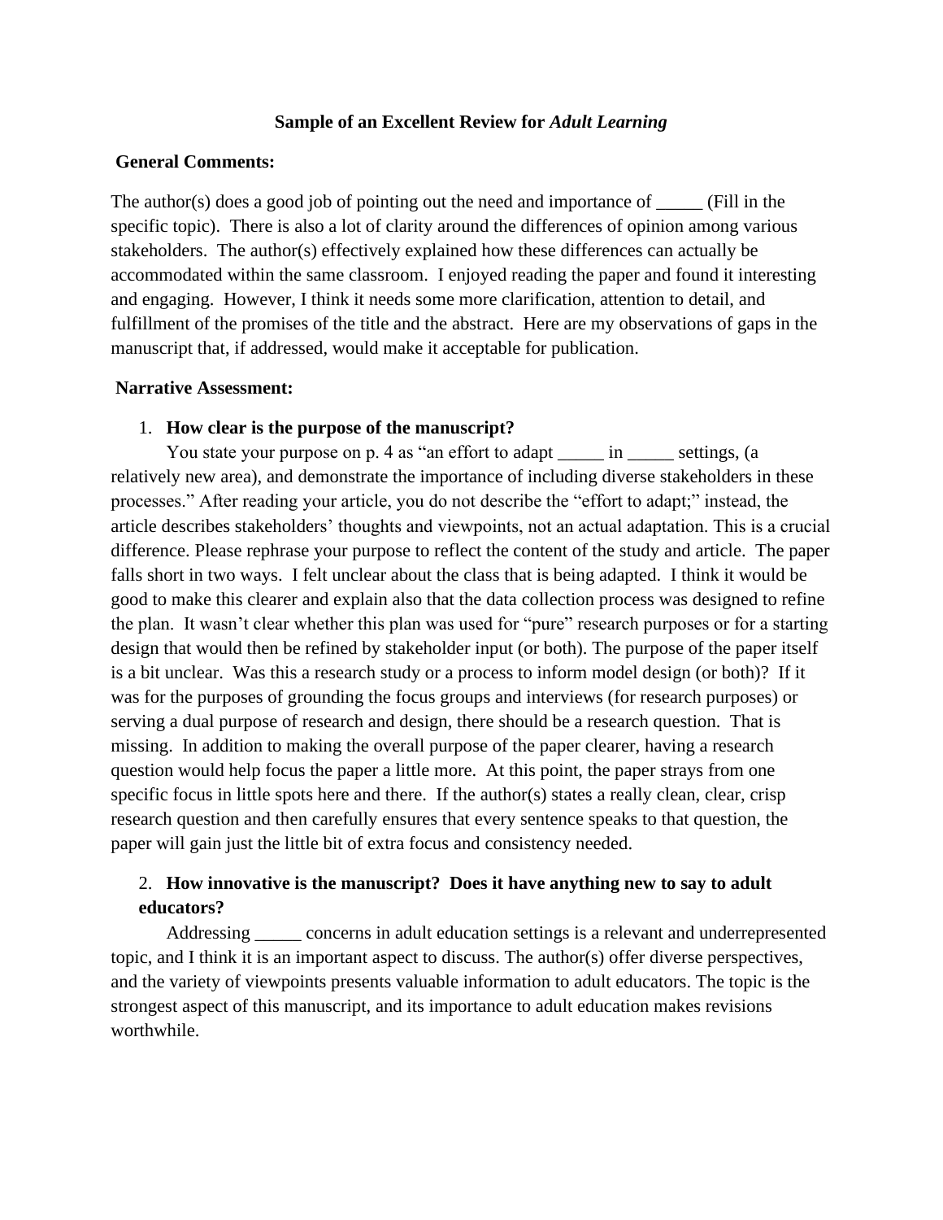**Sample of an Excellent Review for *Adult Learning***

**General Comments:**

The author(s) does a good job of pointing out the need and importance of _____ (Fill in the specific topic). There is also a lot of clarity around the differences of opinion among various stakeholders. The author(s) effectively explained how these differences can actually be accommodated within the same classroom. I enjoyed reading the paper and found it interesting and engaging. However, I think it needs some more clarification, attention to detail, and fulfillment of the promises of the title and the abstract. Here are my observations of gaps in the manuscript that, if addressed, would make it acceptable for publication.

**Narrative Assessment:**

1. **How clear is the purpose of the manuscript?**

   You state your purpose on p. 4 as "an effort to adapt _____ in _____ settings, (a relatively new area), and demonstrate the importance of including diverse stakeholders in these processes." After reading your article, you do not describe the "effort to adapt;" instead, the article describes stakeholders' thoughts and viewpoints, not an actual adaptation. This is a crucial difference. Please rephrase your purpose to reflect the content of the study and article. The paper falls short in two ways. I felt unclear about the class that is being adapted. I think it would be good to make this clearer and explain also that the data collection process was designed to refine the plan. It wasn't clear whether this plan was used for "pure" research purposes or for a starting design that would then be refined by stakeholder input (or both). The purpose of the paper itself is a bit unclear. Was this a research study or a process to inform model design (or both)? If it was for the purposes of grounding the focus groups and interviews (for research purposes) or serving a dual purpose of research and design, there should be a research question. That is missing. In addition to making the overall purpose of the paper clearer, having a research question would help focus the paper a little more. At this point, the paper strays from one specific focus in little spots here and there. If the author(s) states a really clean, clear, crisp research question and then carefully ensures that every sentence speaks to that question, the paper will gain just the little bit of extra focus and consistency needed.

2. **How innovative is the manuscript? Does it have anything new to say to adult educators?**

   Addressing _____ concerns in adult education settings is a relevant and underrepresented topic, and I think it is an important aspect to discuss. The author(s) offer diverse perspectives, and the variety of viewpoints presents valuable information to adult educators. The topic is the strongest aspect of this manuscript, and its importance to adult education makes revisions worthwhile.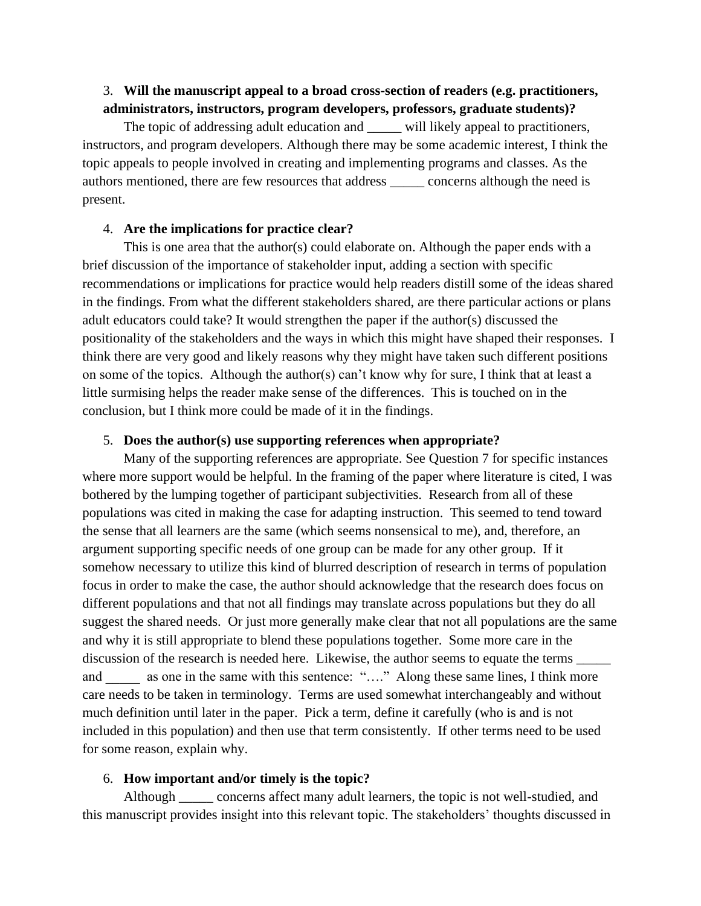3. **Will the manuscript appeal to a broad cross-section of readers (e.g. practitioners, administrators, instructors, program developers, professors, graduate students)?**

The topic of addressing adult education and _____ will likely appeal to practitioners, instructors, and program developers. Although there may be some academic interest, I think the topic appeals to people involved in creating and implementing programs and classes. As the authors mentioned, there are few resources that address _____ concerns although the need is present.

4. **Are the implications for practice clear?**

This is one area that the author(s) could elaborate on. Although the paper ends with a brief discussion of the importance of stakeholder input, adding a section with specific recommendations or implications for practice would help readers distill some of the ideas shared in the findings. From what the different stakeholders shared, are there particular actions or plans adult educators could take? It would strengthen the paper if the author(s) discussed the positionality of the stakeholders and the ways in which this might have shaped their responses. I think there are very good and likely reasons why they might have taken such different positions on some of the topics. Although the author(s) can't know why for sure, I think that at least a little surmising helps the reader make sense of the differences. This is touched on in the conclusion, but I think more could be made of it in the findings.

5. **Does the author(s) use supporting references when appropriate?**

Many of the supporting references are appropriate. See Question 7 for specific instances where more support would be helpful. In the framing of the paper where literature is cited, I was bothered by the lumping together of participant subjectivities. Research from all of these populations was cited in making the case for adapting instruction. This seemed to tend toward the sense that all learners are the same (which seems nonsensical to me), and, therefore, an argument supporting specific needs of one group can be made for any other group. If it somehow necessary to utilize this kind of blurred description of research in terms of population focus in order to make the case, the author should acknowledge that the research does focus on different populations and that not all findings may translate across populations but they do all suggest the shared needs. Or just more generally make clear that not all populations are the same and why it is still appropriate to blend these populations together. Some more care in the discussion of the research is needed here. Likewise, the author seems to equate the terms _____ and _____ as one in the same with this sentence: "…." Along these same lines, I think more care needs to be taken in terminology. Terms are used somewhat interchangeably and without much definition until later in the paper. Pick a term, define it carefully (who is and is not included in this population) and then use that term consistently. If other terms need to be used for some reason, explain why.

6. **How important and/or timely is the topic?**

Although _____ concerns affect many adult learners, the topic is not well-studied, and this manuscript provides insight into this relevant topic. The stakeholders' thoughts discussed in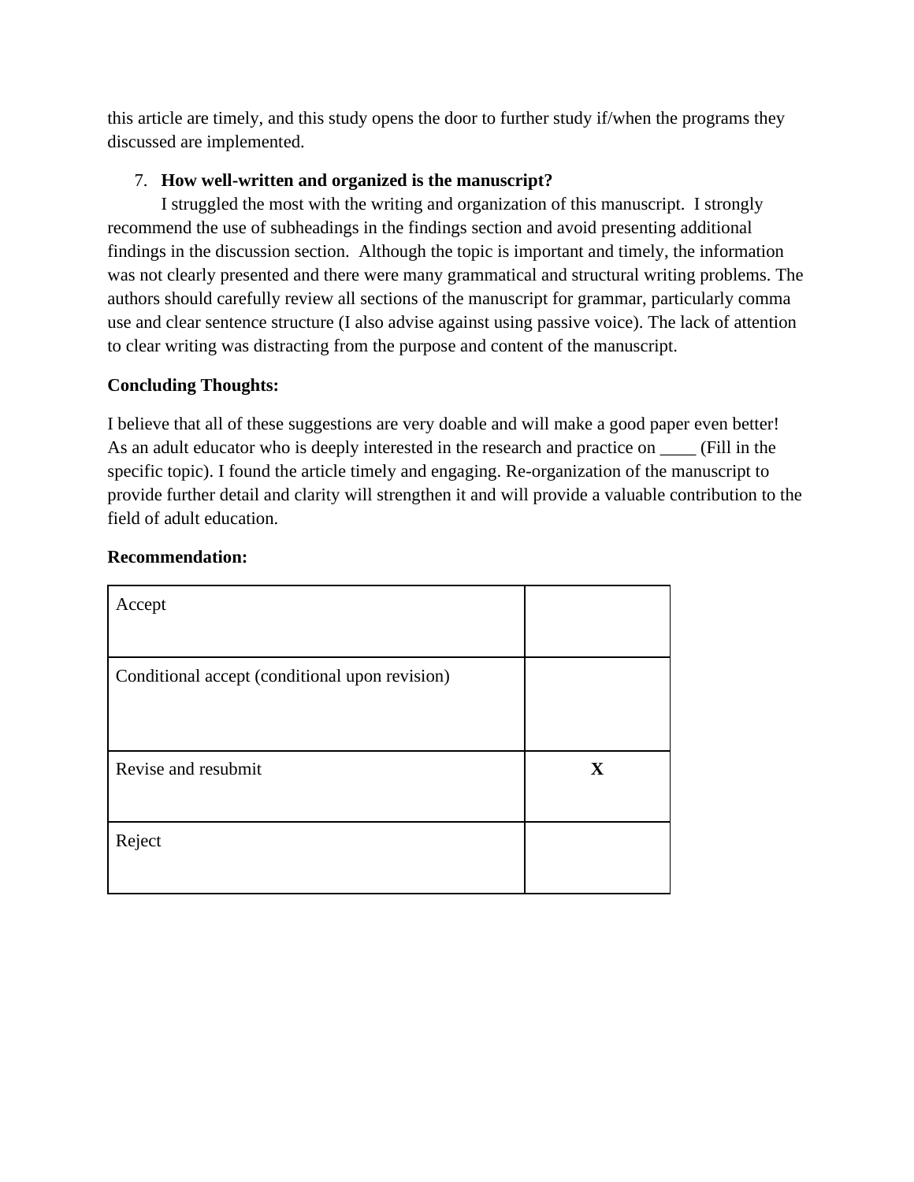this article are timely, and this study opens the door to further study if/when the programs they discussed are implemented.

7. **How well-written and organized is the manuscript?**

I struggled the most with the writing and organization of this manuscript. I strongly recommend the use of subheadings in the findings section and avoid presenting additional findings in the discussion section. Although the topic is important and timely, the information was not clearly presented and there were many grammatical and structural writing problems. The authors should carefully review all sections of the manuscript for grammar, particularly comma use and clear sentence structure (I also advise against using passive voice). The lack of attention to clear writing was distracting from the purpose and content of the manuscript.

**Concluding Thoughts:**

I believe that all of these suggestions are very doable and will make a good paper even better! As an adult educator who is deeply interested in the research and practice on ____ (Fill in the specific topic). I found the article timely and engaging. Re-organization of the manuscript to provide further detail and clarity will strengthen it and will provide a valuable contribution to the field of adult education.

**Recommendation:**

| | |
|---|---|
| Accept | |
| Conditional accept (conditional upon revision) | |
| Revise and resubmit | **X** |
| Reject | |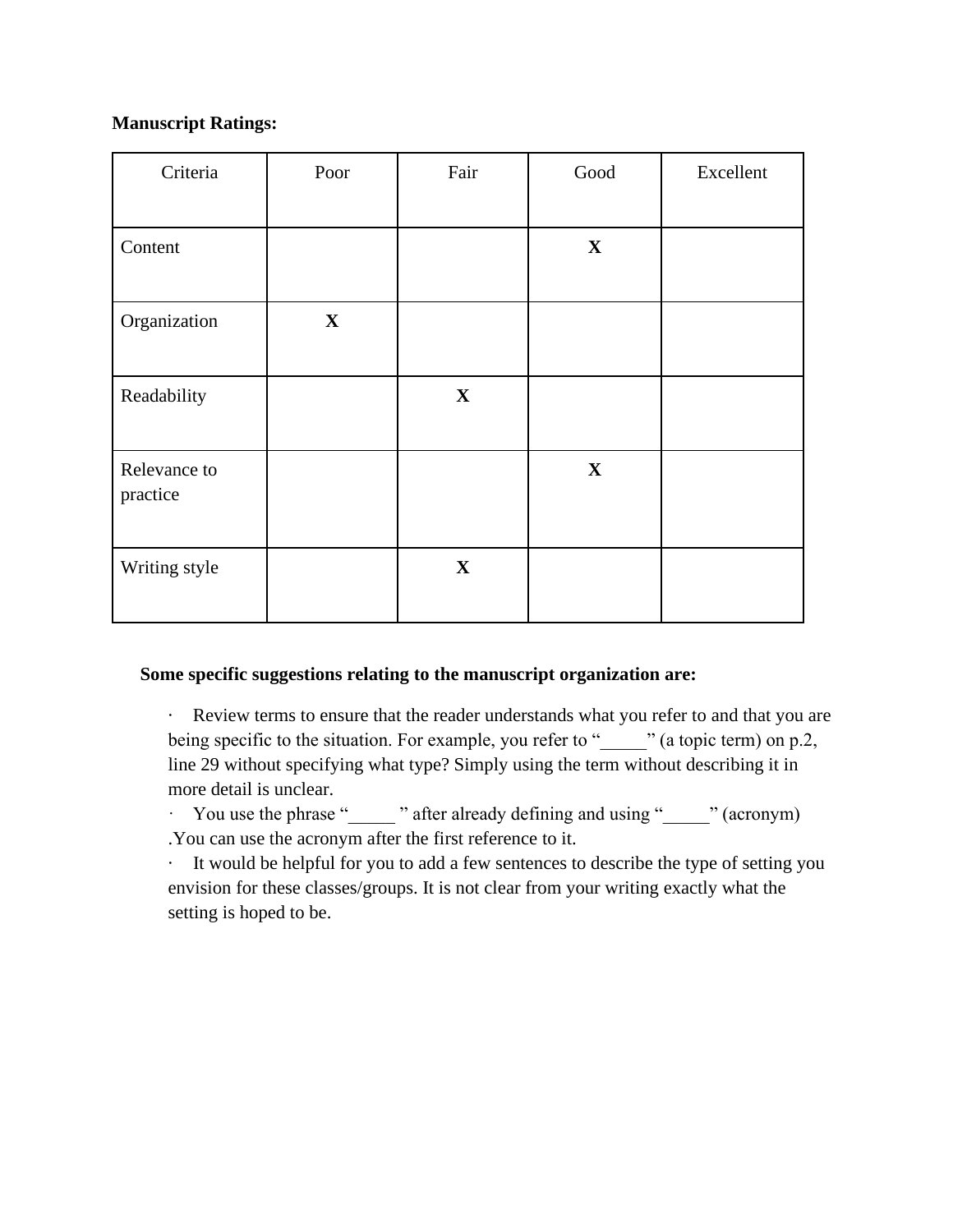**Manuscript Ratings:**

| Criteria | Poor | Fair | Good | Excellent |
|---|---|---|---|---|
| Content | | | **X** | |
| Organization | **X** | | | |
| Readability | | **X** | | |
| Relevance to practice | | | **X** | |
| Writing style | | **X** | | |

**Some specific suggestions relating to the manuscript organization are:**

- Review terms to ensure that the reader understands what you refer to and that you are being specific to the situation. For example, you refer to "_____" (a topic term) on p.2, line 29 without specifying what type? Simply using the term without describing it in more detail is unclear.
- You use the phrase "_____ " after already defining and using "_____" (acronym) .You can use the acronym after the first reference to it.
- It would be helpful for you to add a few sentences to describe the type of setting you envision for these classes/groups. It is not clear from your writing exactly what the setting is hoped to be.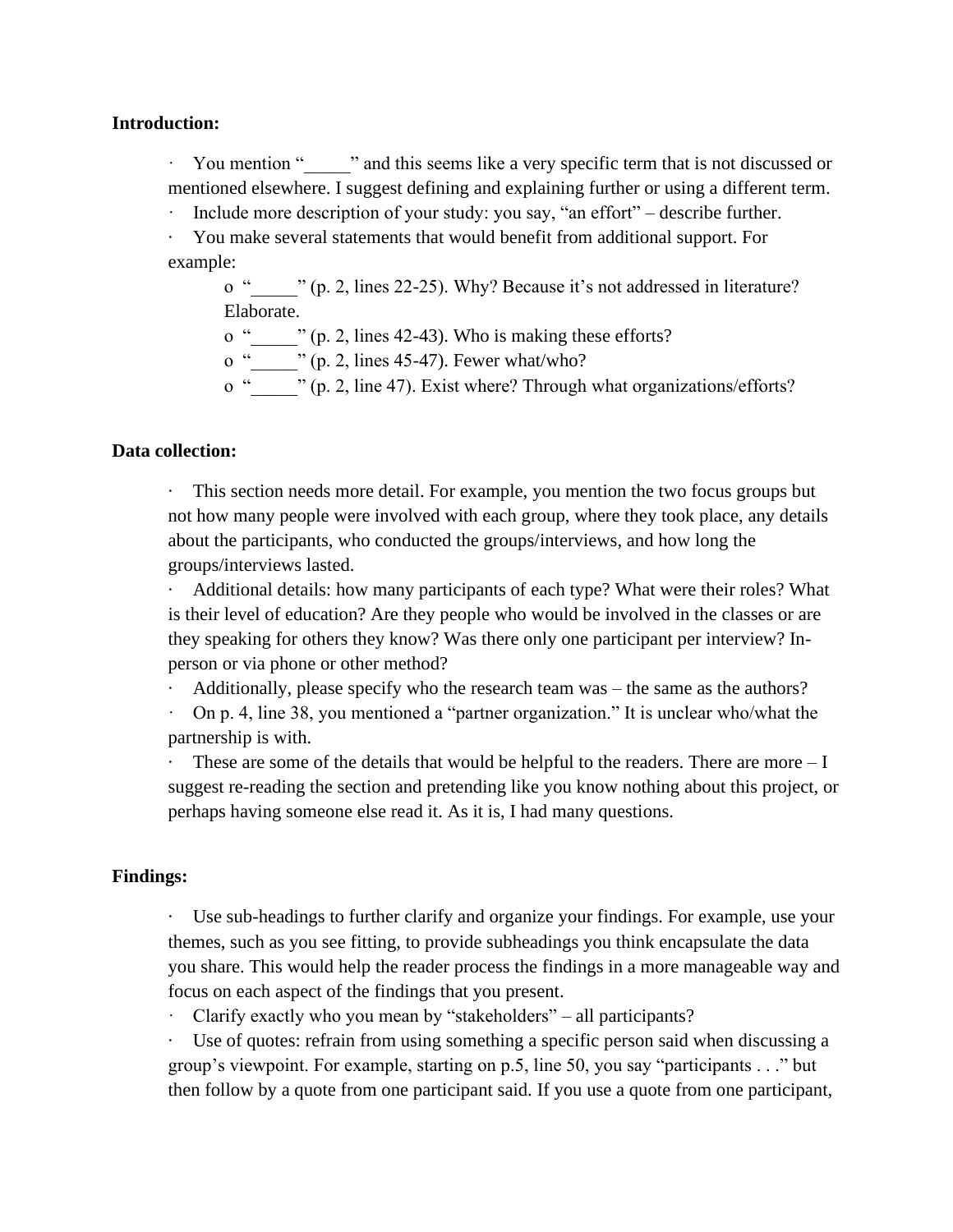**Introduction:**

- You mention "_____" and this seems like a very specific term that is not discussed or mentioned elsewhere. I suggest defining and explaining further or using a different term.
- Include more description of your study: you say, "an effort" – describe further.
- You make several statements that would benefit from additional support. For example:
  - "_____" (p. 2, lines 22-25). Why? Because it's not addressed in literature? Elaborate.
  - "_____" (p. 2, lines 42-43). Who is making these efforts?
  - "_____" (p. 2, lines 45-47). Fewer what/who?
  - "_____" (p. 2, line 47). Exist where? Through what organizations/efforts?

**Data collection:**

- This section needs more detail. For example, you mention the two focus groups but not how many people were involved with each group, where they took place, any details about the participants, who conducted the groups/interviews, and how long the groups/interviews lasted.
- Additional details: how many participants of each type? What were their roles? What is their level of education? Are they people who would be involved in the classes or are they speaking for others they know? Was there only one participant per interview? In-person or via phone or other method?
- Additionally, please specify who the research team was – the same as the authors?
- On p. 4, line 38, you mentioned a "partner organization." It is unclear who/what the partnership is with.
- These are some of the details that would be helpful to the readers. There are more – I suggest re-reading the section and pretending like you know nothing about this project, or perhaps having someone else read it. As it is, I had many questions.

**Findings:**

- Use sub-headings to further clarify and organize your findings. For example, use your themes, such as you see fitting, to provide subheadings you think encapsulate the data you share. This would help the reader process the findings in a more manageable way and focus on each aspect of the findings that you present.
- Clarify exactly who you mean by "stakeholders" – all participants?
- Use of quotes: refrain from using something a specific person said when discussing a group's viewpoint. For example, starting on p.5, line 50, you say "participants . . ." but then follow by a quote from one participant said. If you use a quote from one participant,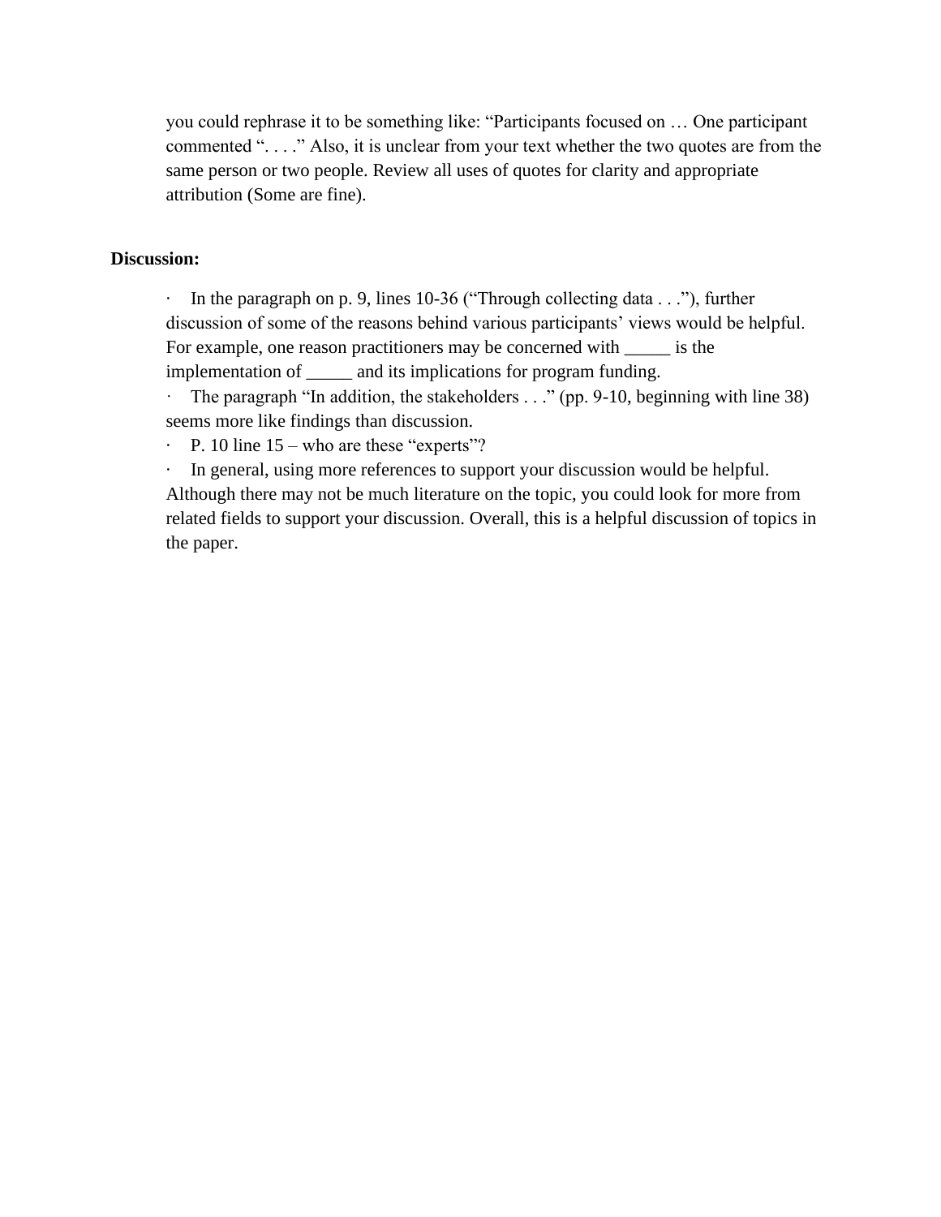you could rephrase it to be something like: "Participants focused on … One participant commented ". . . ." Also, it is unclear from your text whether the two quotes are from the same person or two people. Review all uses of quotes for clarity and appropriate attribution (Some are fine).

**Discussion:**

- In the paragraph on p. 9, lines 10-36 ("Through collecting data . . ."), further discussion of some of the reasons behind various participants' views would be helpful. For example, one reason practitioners may be concerned with _____ is the implementation of _____ and its implications for program funding.
- The paragraph "In addition, the stakeholders . . ." (pp. 9-10, beginning with line 38) seems more like findings than discussion.
- P. 10 line 15 – who are these "experts"?
- In general, using more references to support your discussion would be helpful. Although there may not be much literature on the topic, you could look for more from related fields to support your discussion. Overall, this is a helpful discussion of topics in the paper.